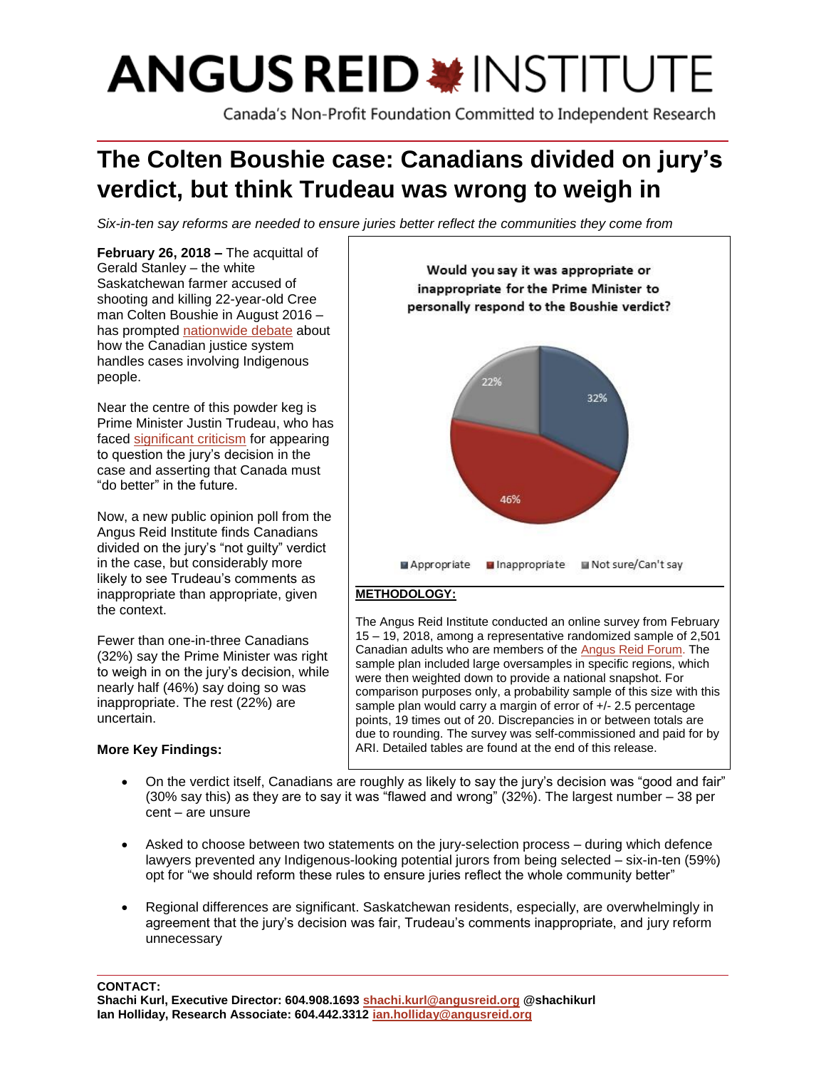# ANGUS REID INSTITUTE

Canada's Non-Profit Foundation Committed to Independent Research

## The Colten Boushie case: Canadians divided on jury's verdict, but think Trudeau was wrong to weigh in

*Six-in-ten say reforms are needed to ensure juries better reflect the communities they come from*

**February 26, 2018 –** The acquittal of Gerald Stanley – the white Saskatchewan farmer accused of shooting and killing 22-year-old Cree man Colten Boushie in August 2016 – has prompted nationwide debate about how the Canadian justice system handles cases involving Indigenous people.

Near the centre of this powder keg is Prime Minister Justin Trudeau, who has faced significant criticism for appearing to question the jury's decision in the case and asserting that Canada must "do better" in the future.

Now, a new public opinion poll from the Angus Reid Institute finds Canadians divided on the jury's "not guilty" verdict in the case, but considerably more likely to see Trudeau's comments as inappropriate than appropriate, given the context.

Fewer than one-in-three Canadians (32%) say the Prime Minister was right to weigh in on the jury's decision, while nearly half (46%) say doing so was inappropriate. The rest (22%) are uncertain.

**Would you say it was appropriate or inappropriate for the Prime Minister to personally respond to the Boushie verdict?**

| Response | % |
|---|---|
| Appropriate | 32% |
| Inappropriate | 46% |
| Not sure/Can't say | 22% |

**METHODOLOGY:**

The Angus Reid Institute conducted an online survey from February 15 – 19, 2018, among a representative randomized sample of 2,501 Canadian adults who are members of the Angus Reid Forum. The sample plan included large oversamples in specific regions, which were then weighted down to provide a national snapshot. For comparison purposes only, a probability sample of this size with this sample plan would carry a margin of error of +/- 2.5 percentage points, 19 times out of 20. Discrepancies in or between totals are due to rounding. The survey was self-commissioned and paid for by ARI. Detailed tables are found at the end of this release.

**More Key Findings:**

- On the verdict itself, Canadians are roughly as likely to say the jury's decision was "good and fair" (30% say this) as they are to say it was "flawed and wrong" (32%). The largest number – 38 per cent – are unsure
- Asked to choose between two statements on the jury-selection process – during which defence lawyers prevented any Indigenous-looking potential jurors from being selected – six-in-ten (59%) opt for "we should reform these rules to ensure juries reflect the whole community better"
- Regional differences are significant. Saskatchewan residents, especially, are overwhelmingly in agreement that the jury's decision was fair, Trudeau's comments inappropriate, and jury reform unnecessary

**CONTACT:**
**Shachi Kurl, Executive Director: 604.908.1693 shachi.kurl@angusreid.org @shachikurl**
**Ian Holliday, Research Associate: 604.442.3312 ian.holliday@angusreid.org**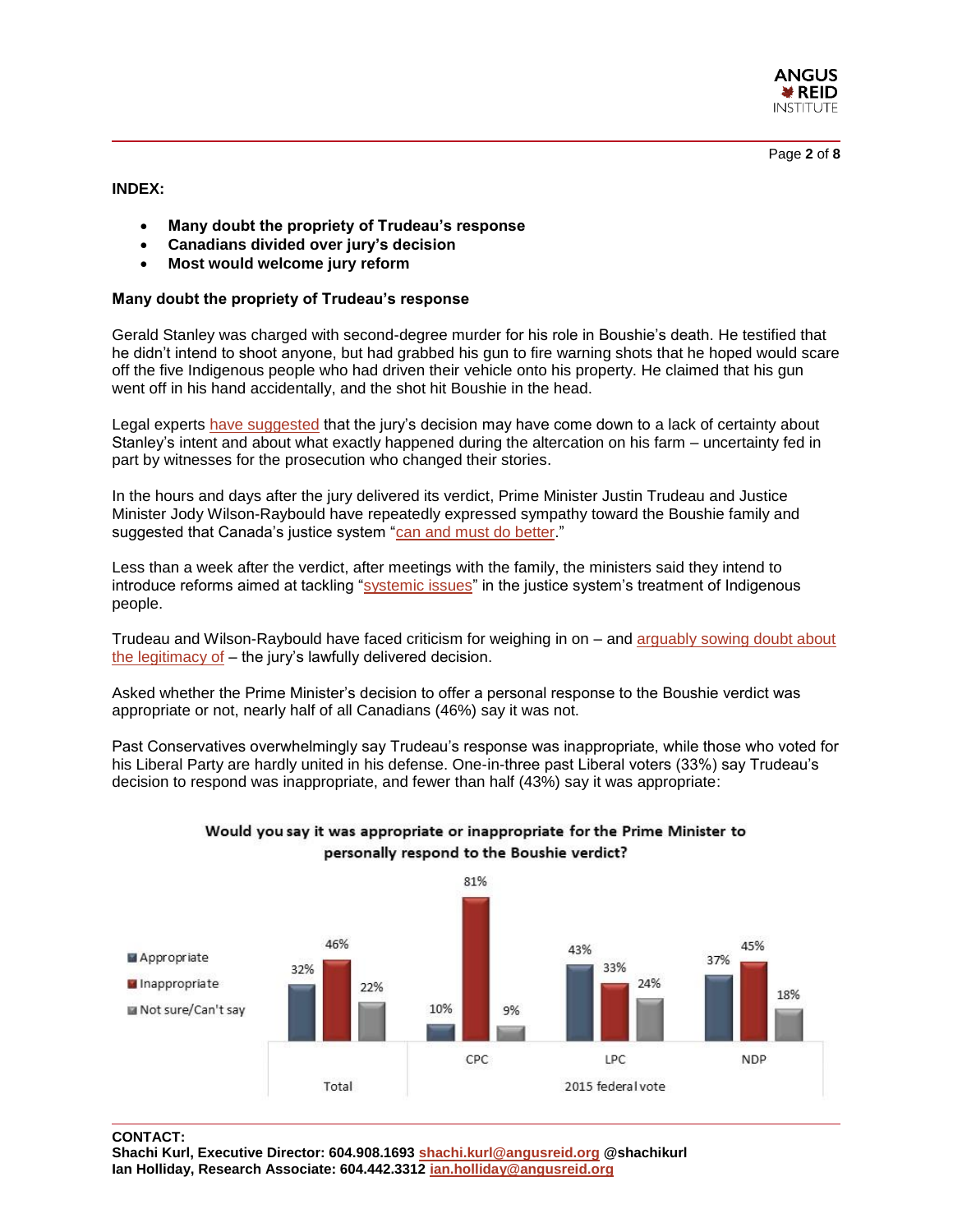**INDEX:**

- **Many doubt the propriety of Trudeau's response**
- **Canadians divided over jury's decision**
- **Most would welcome jury reform**

## Many doubt the propriety of Trudeau's response

Gerald Stanley was charged with second-degree murder for his role in Boushie's death. He testified that he didn't intend to shoot anyone, but had grabbed his gun to fire warning shots that he hoped would scare off the five Indigenous people who had driven their vehicle onto his property. He claimed that his gun went off in his hand accidentally, and the shot hit Boushie in the head.

Legal experts have suggested that the jury's decision may have come down to a lack of certainty about Stanley's intent and about what exactly happened during the altercation on his farm – uncertainty fed in part by witnesses for the prosecution who changed their stories.

In the hours and days after the jury delivered its verdict, Prime Minister Justin Trudeau and Justice Minister Jody Wilson-Raybould have repeatedly expressed sympathy toward the Boushie family and suggested that Canada's justice system "can and must do better."

Less than a week after the verdict, after meetings with the family, the ministers said they intend to introduce reforms aimed at tackling "systemic issues" in the justice system's treatment of Indigenous people.

Trudeau and Wilson-Raybould have faced criticism for weighing in on – and arguably sowing doubt about the legitimacy of – the jury's lawfully delivered decision.

Asked whether the Prime Minister's decision to offer a personal response to the Boushie verdict was appropriate or not, nearly half of all Canadians (46%) say it was not.

Past Conservatives overwhelmingly say Trudeau's response was inappropriate, while those who voted for his Liberal Party are hardly united in his defense. One-in-three past Liberal voters (33%) say Trudeau's decision to respond was inappropriate, and fewer than half (43%) say it was appropriate:

**Would you say it was appropriate or inappropriate for the Prime Minister to personally respond to the Boushie verdict?**

| | Total | CPC | LPC | NDP |
|---|---|---|---|---|
| | | 2015 federal vote | | |
| Appropriate | 32% | 10% | 43% | 37% |
| Inappropriate | 46% | 81% | 33% | 45% |
| Not sure/Can't say | 22% | 9% | 24% | 18% |

**CONTACT:**
**Shachi Kurl, Executive Director: 604.908.1693 shachi.kurl@angusreid.org @shachikurl**
**Ian Holliday, Research Associate: 604.442.3312 ian.holliday@angusreid.org**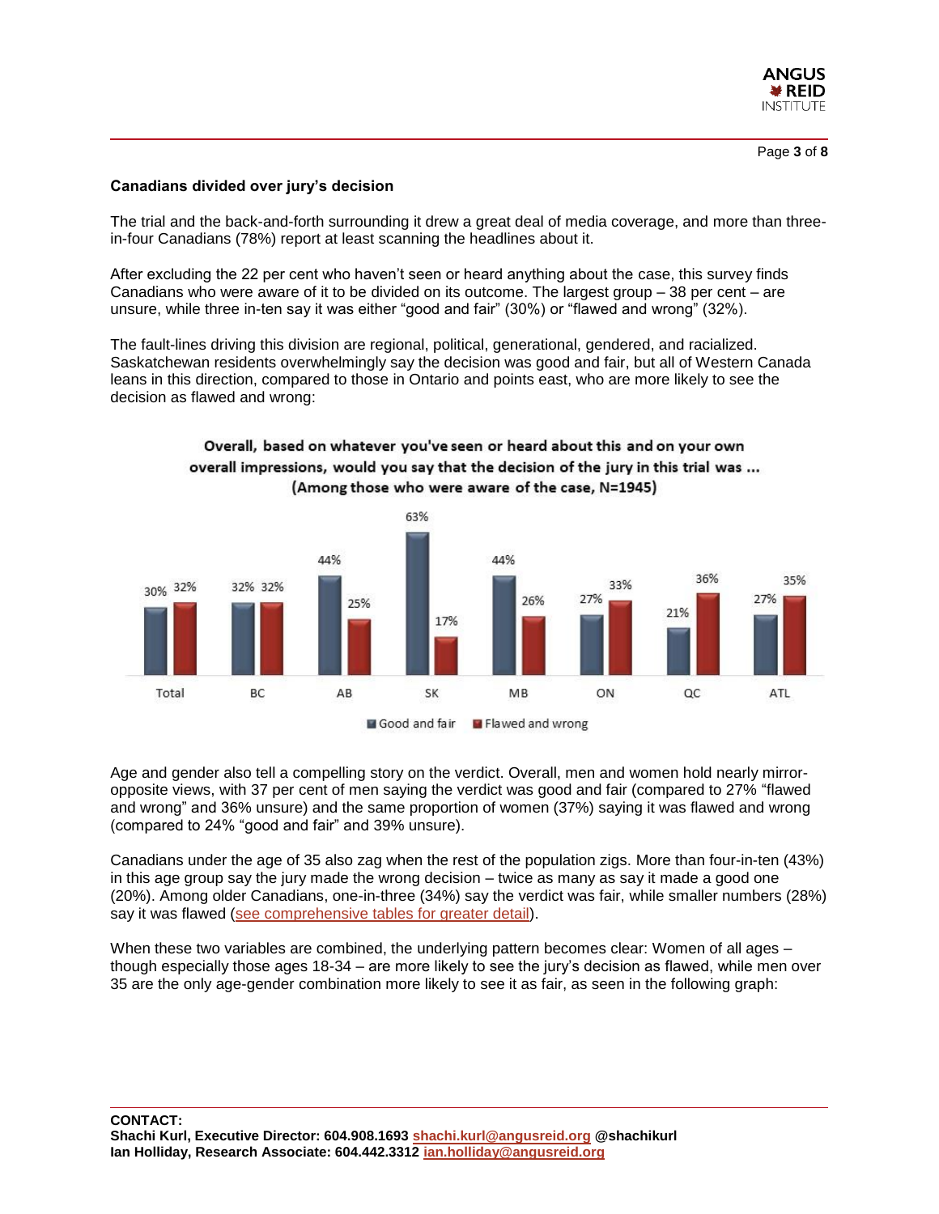## Canadians divided over jury's decision

The trial and the back-and-forth surrounding it drew a great deal of media coverage, and more than three-in-four Canadians (78%) report at least scanning the headlines about it.

After excluding the 22 per cent who haven't seen or heard anything about the case, this survey finds Canadians who were aware of it to be divided on its outcome. The largest group – 38 per cent – are unsure, while three in-ten say it was either "good and fair" (30%) or "flawed and wrong" (32%).

The fault-lines driving this division are regional, political, generational, gendered, and racialized. Saskatchewan residents overwhelmingly say the decision was good and fair, but all of Western Canada leans in this direction, compared to those in Ontario and points east, who are more likely to see the decision as flawed and wrong:

**Overall, based on whatever you've seen or heard about this and on your own overall impressions, would you say that the decision of the jury in this trial was ... (Among those who were aware of the case, N=1945)**

| | Total | BC | AB | SK | MB | ON | QC | ATL |
|---|---|---|---|---|---|---|---|---|
| Good and fair | 30% | 32% | 44% | 63% | 44% | 27% | 21% | 27% |
| Flawed and wrong | 32% | 32% | 25% | 17% | 26% | 33% | 36% | 35% |

Age and gender also tell a compelling story on the verdict. Overall, men and women hold nearly mirror-opposite views, with 37 per cent of men saying the verdict was good and fair (compared to 27% "flawed and wrong" and 36% unsure) and the same proportion of women (37%) saying it was flawed and wrong (compared to 24% "good and fair" and 39% unsure).

Canadians under the age of 35 also zag when the rest of the population zigs. More than four-in-ten (43%) in this age group say the jury made the wrong decision – twice as many as say it made a good one (20%). Among older Canadians, one-in-three (34%) say the verdict was fair, while smaller numbers (28%) say it was flawed (see comprehensive tables for greater detail).

When these two variables are combined, the underlying pattern becomes clear: Women of all ages – though especially those ages 18-34 – are more likely to see the jury's decision as flawed, while men over 35 are the only age-gender combination more likely to see it as fair, as seen in the following graph:

**CONTACT:**
**Shachi Kurl, Executive Director: 604.908.1693 shachi.kurl@angusreid.org @shachikurl**
**Ian Holliday, Research Associate: 604.442.3312 ian.holliday@angusreid.org**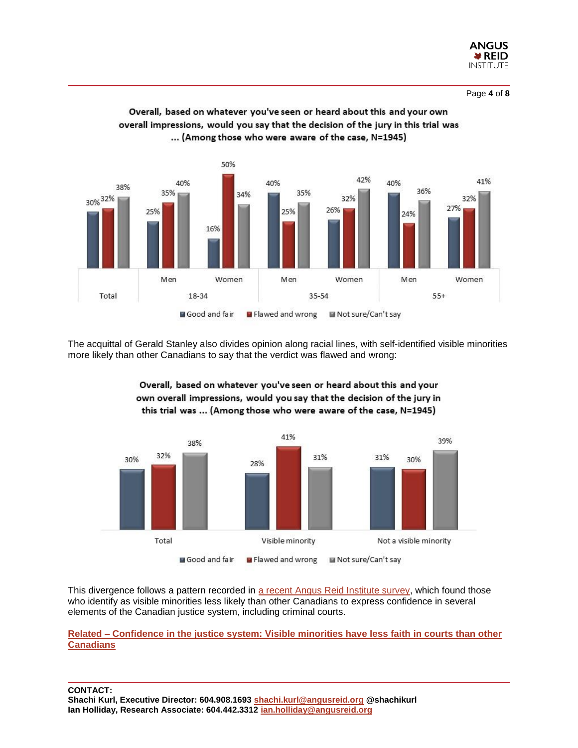**Overall, based on whatever you've seen or heard about this and your own overall impressions, would you say that the decision of the jury in this trial was ... (Among those who were aware of the case, N=1945)**

| | | Good and fair | Flawed and wrong | Not sure/Can't say |
|---|---|---|---|---|
| Total | | 30% | 32% | 38% |
| 18-34 | Men | 25% | 35% | 40% |
| | Women | 16% | 50% | 34% |
| 35-54 | Men | 40% | 25% | 35% |
| | Women | 26% | 32% | 42% |
| 55+ | Men | 40% | 24% | 36% |
| | Women | 27% | 32% | 41% |

The acquittal of Gerald Stanley also divides opinion along racial lines, with self-identified visible minorities more likely than other Canadians to say that the verdict was flawed and wrong:

**Overall, based on whatever you've seen or heard about this and your own overall impressions, would you say that the decision of the jury in this trial was ... (Among those who were aware of the case, N=1945)**

| | Good and fair | Flawed and wrong | Not sure/Can't say |
|---|---|---|---|
| Total | 30% | 32% | 38% |
| Visible minority | 28% | 41% | 31% |
| Not a visible minority | 31% | 30% | 39% |

This divergence follows a pattern recorded in a recent Angus Reid Institute survey, which found those who identify as visible minorities less likely than other Canadians to express confidence in several elements of the Canadian justice system, including criminal courts.

**Related – Confidence in the justice system: Visible minorities have less faith in courts than other Canadians**

**CONTACT:**
**Shachi Kurl, Executive Director: 604.908.1693 shachi.kurl@angusreid.org @shachikurl**
**Ian Holliday, Research Associate: 604.442.3312 ian.holliday@angusreid.org**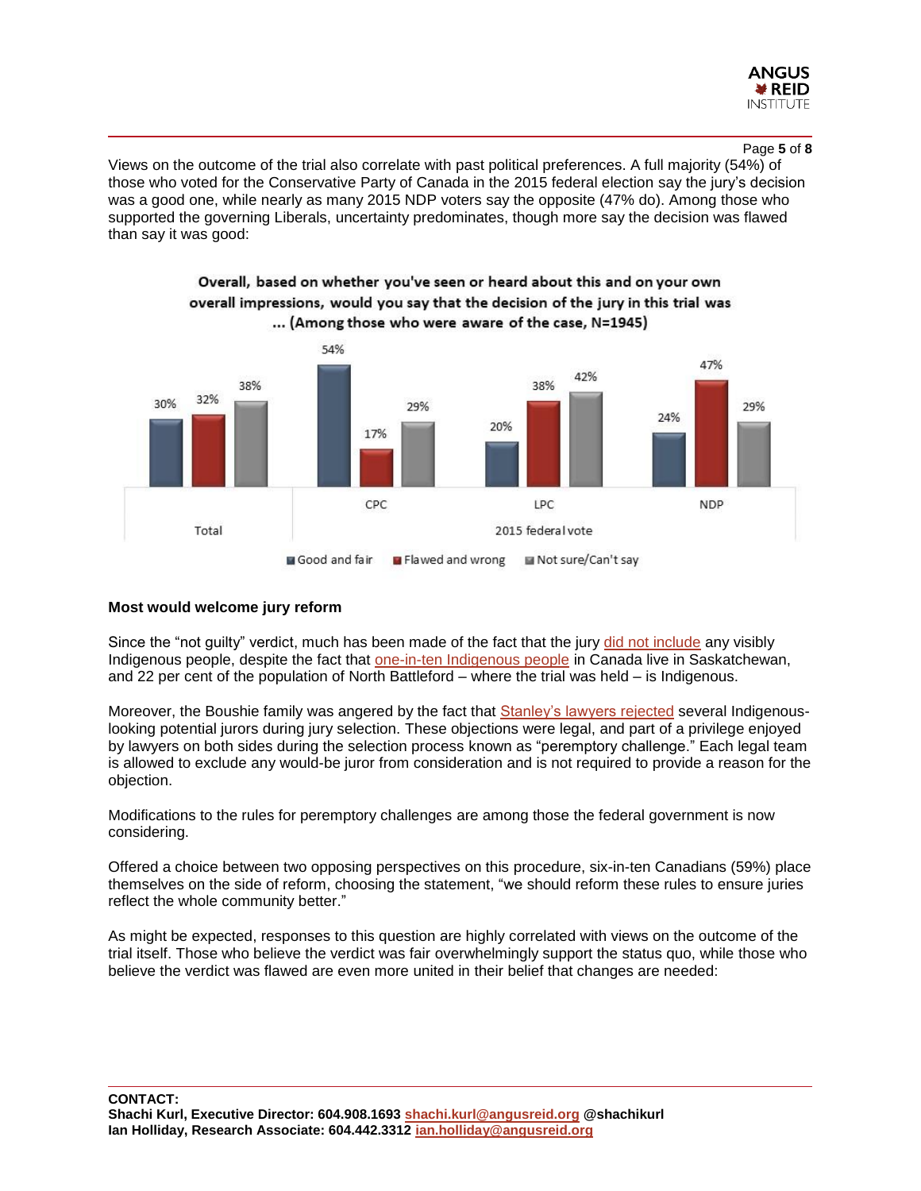Views on the outcome of the trial also correlate with past political preferences. A full majority (54%) of those who voted for the Conservative Party of Canada in the 2015 federal election say the jury's decision was a good one, while nearly as many 2015 NDP voters say the opposite (47% do). Among those who supported the governing Liberals, uncertainty predominates, though more say the decision was flawed than say it was good:

**Overall, based on whether you've seen or heard about this and on your own overall impressions, would you say that the decision of the jury in this trial was ... (Among those who were aware of the case, N=1945)**

| | Total | CPC (2015 federal vote) | LPC (2015 federal vote) | NDP (2015 federal vote) |
|---|---|---|---|---|
| Good and fair | 30% | 54% | 20% | 24% |
| Flawed and wrong | 32% | 17% | 38% | 47% |
| Not sure/Can't say | 38% | 29% | 42% | 29% |

**Most would welcome jury reform**

Since the "not guilty" verdict, much has been made of the fact that the jury did not include any visibly Indigenous people, despite the fact that one-in-ten Indigenous people in Canada live in Saskatchewan, and 22 per cent of the population of North Battleford – where the trial was held – is Indigenous.

Moreover, the Boushie family was angered by the fact that Stanley's lawyers rejected several Indigenous-looking potential jurors during jury selection. These objections were legal, and part of a privilege enjoyed by lawyers on both sides during the selection process known as "peremptory challenge." Each legal team is allowed to exclude any would-be juror from consideration and is not required to provide a reason for the objection.

Modifications to the rules for peremptory challenges are among those the federal government is now considering.

Offered a choice between two opposing perspectives on this procedure, six-in-ten Canadians (59%) place themselves on the side of reform, choosing the statement, "we should reform these rules to ensure juries reflect the whole community better."

As might be expected, responses to this question are highly correlated with views on the outcome of the trial itself. Those who believe the verdict was fair overwhelmingly support the status quo, while those who believe the verdict was flawed are even more united in their belief that changes are needed:

**CONTACT:**
**Shachi Kurl, Executive Director: 604.908.1693 shachi.kurl@angusreid.org @shachikurl**
**Ian Holliday, Research Associate: 604.442.3312 ian.holliday@angusreid.org**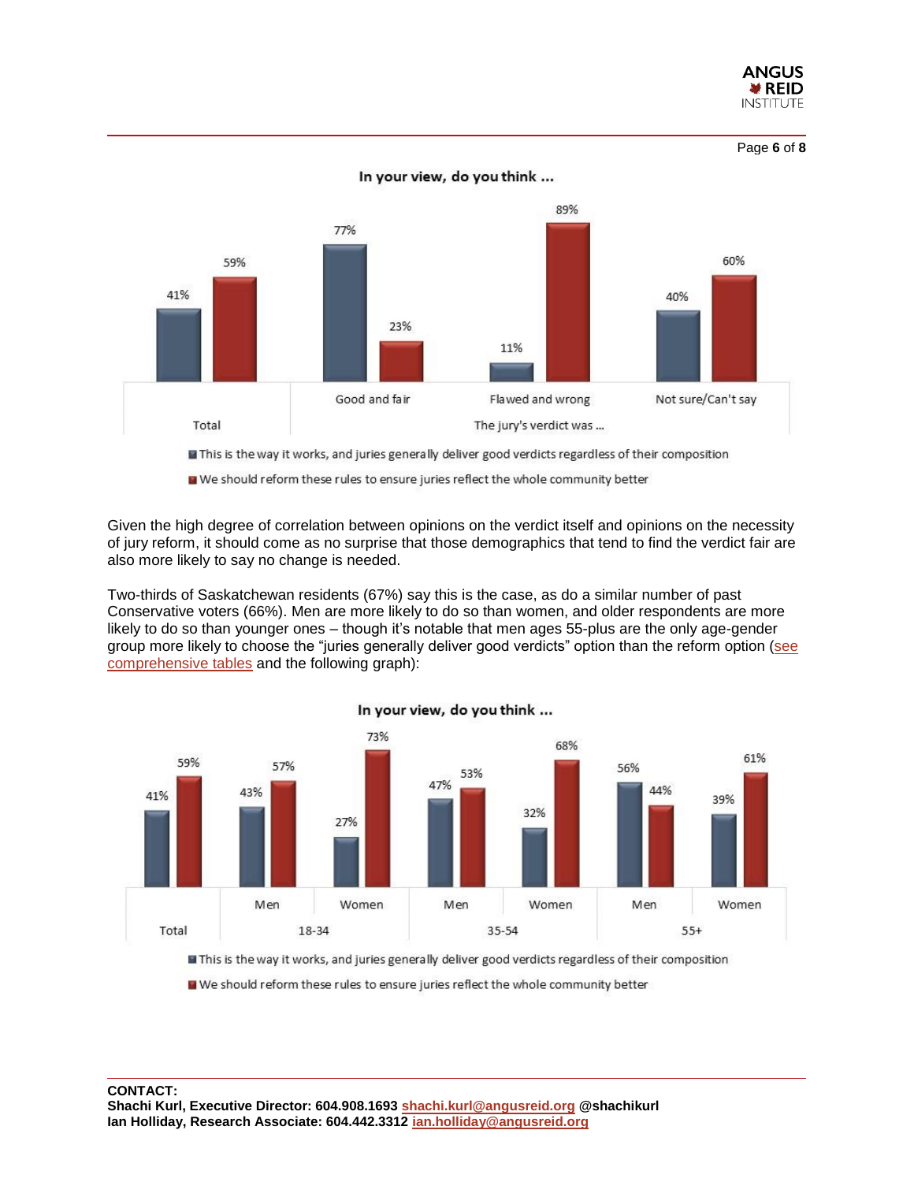**In your view, do you think ...**

| | Total | The jury's verdict was ... Good and fair | Flawed and wrong | Not sure/Can't say |
|---|---|---|---|---|
| This is the way it works, and juries generally deliver good verdicts regardless of their composition | 41% | 77% | 11% | 40% |
| We should reform these rules to ensure juries reflect the whole community better | 59% | 23% | 89% | 60% |

Given the high degree of correlation between opinions on the verdict itself and opinions on the necessity of jury reform, it should come as no surprise that those demographics that tend to find the verdict fair are also more likely to say no change is needed.

Two-thirds of Saskatchewan residents (67%) say this is the case, as do a similar number of past Conservative voters (66%). Men are more likely to do so than women, and older respondents are more likely to do so than younger ones – though it's notable that men ages 55-plus are the only age-gender group more likely to choose the "juries generally deliver good verdicts" option than the reform option (see comprehensive tables and the following graph):

**In your view, do you think ...**

| | Total | 18-34 Men | 18-34 Women | 35-54 Men | 35-54 Women | 55+ Men | 55+ Women |
|---|---|---|---|---|---|---|---|
| This is the way it works, and juries generally deliver good verdicts regardless of their composition | 41% | 43% | 27% | 47% | 32% | 56% | 39% |
| We should reform these rules to ensure juries reflect the whole community better | 59% | 57% | 73% | 53% | 68% | 44% | 61% |

**CONTACT:**
**Shachi Kurl, Executive Director: 604.908.1693 shachi.kurl@angusreid.org @shachikurl**
**Ian Holliday, Research Associate: 604.442.3312 ian.holliday@angusreid.org**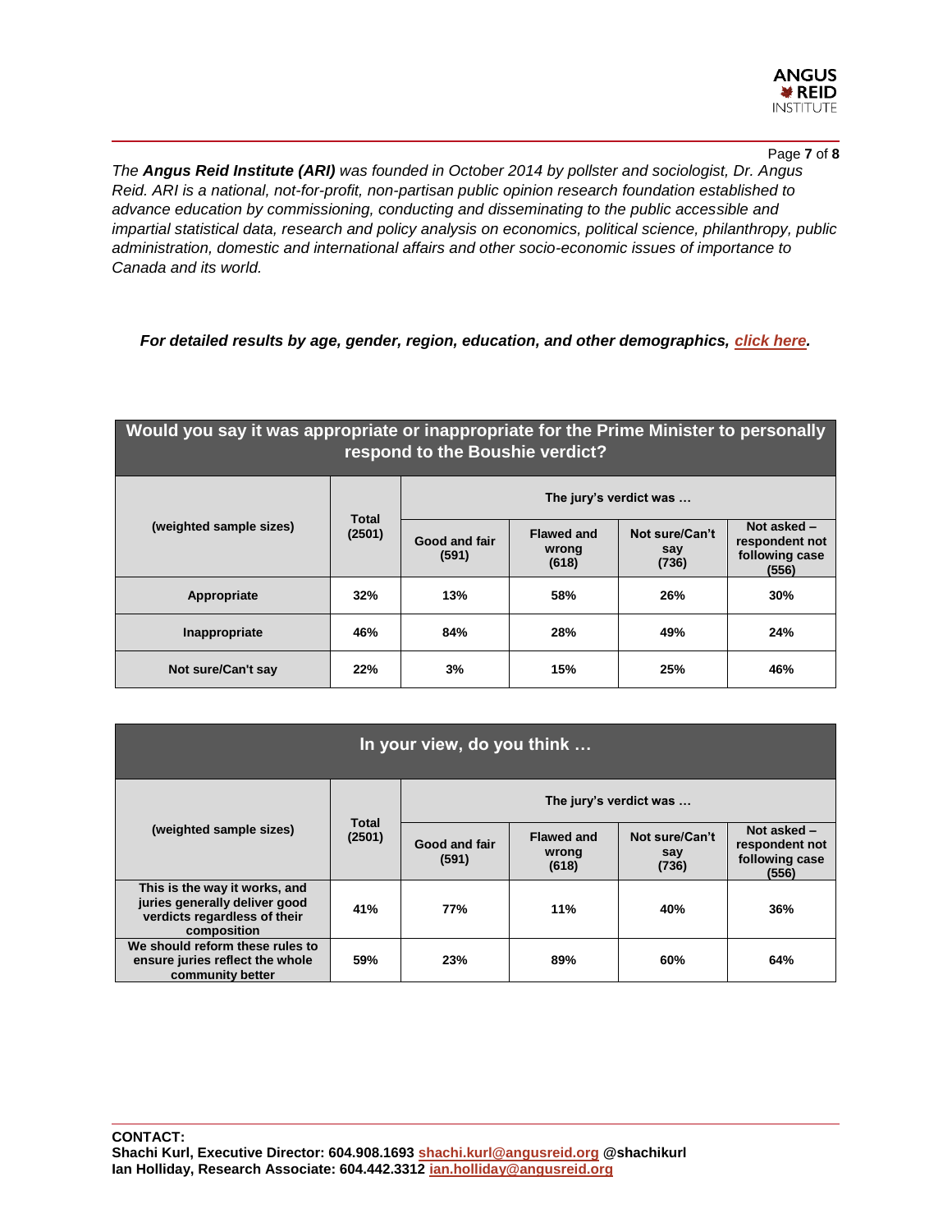*The **Angus Reid Institute (ARI)** was founded in October 2014 by pollster and sociologist, Dr. Angus Reid. ARI is a national, not-for-profit, non-partisan public opinion research foundation established to advance education by commissioning, conducting and disseminating to the public accessible and impartial statistical data, research and policy analysis on economics, political science, philanthropy, public administration, domestic and international affairs and other socio-economic issues of importance to Canada and its world.*

***For detailed results by age, gender, region, education, and other demographics, click here.***

| Would you say it was appropriate or inappropriate for the Prime Minister to personally respond to the Boushie verdict? | | | | | |
|---|---|---|---|---|---|
| (weighted sample sizes) | Total (2501) | The jury's verdict was … | | | |
| | | Good and fair (591) | Flawed and wrong (618) | Not sure/Can't say (736) | Not asked – respondent not following case (556) |
| **Appropriate** | 32% | 13% | 58% | 26% | 30% |
| **Inappropriate** | 46% | 84% | 28% | 49% | 24% |
| **Not sure/Can't say** | 22% | 3% | 15% | 25% | 46% |

| In your view, do you think … | | | | | |
|---|---|---|---|---|---|
| (weighted sample sizes) | Total (2501) | The jury's verdict was … | | | |
| | | Good and fair (591) | Flawed and wrong (618) | Not sure/Can't say (736) | Not asked – respondent not following case (556) |
| **This is the way it works, and juries generally deliver good verdicts regardless of their composition** | 41% | 77% | 11% | 40% | 36% |
| **We should reform these rules to ensure juries reflect the whole community better** | 59% | 23% | 89% | 60% | 64% |

**CONTACT:**
**Shachi Kurl, Executive Director: 604.908.1693 shachi.kurl@angusreid.org @shachikurl**
**Ian Holliday, Research Associate: 604.442.3312 ian.holliday@angusreid.org**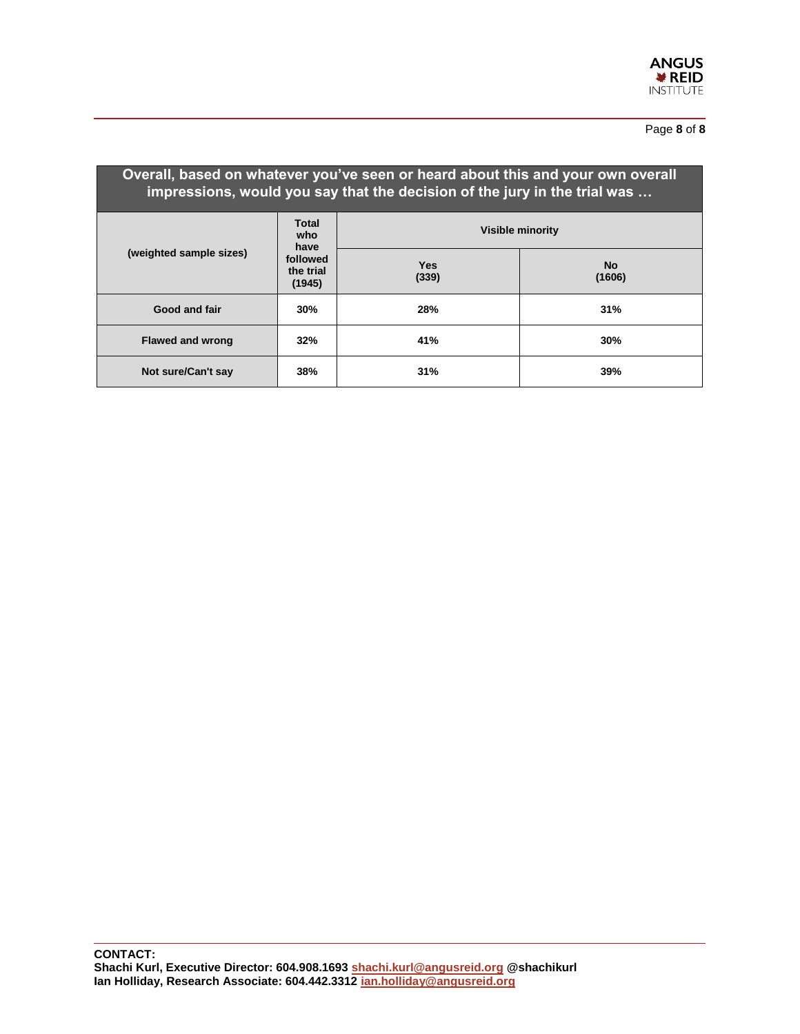## Overall, based on whatever you've seen or heard about this and your own overall impressions, would you say that the decision of the jury in the trial was …

| (weighted sample sizes) | Total who have followed the trial (1945) | Visible minority | |
|---|---|---|---|
| | | Yes (339) | No (1606) |
| Good and fair | 30% | 28% | 31% |
| Flawed and wrong | 32% | 41% | 30% |
| Not sure/Can't say | 38% | 31% | 39% |

**CONTACT:**
**Shachi Kurl, Executive Director: 604.908.1693 shachi.kurl@angusreid.org @shachikurl**
**Ian Holliday, Research Associate: 604.442.3312 ian.holliday@angusreid.org**